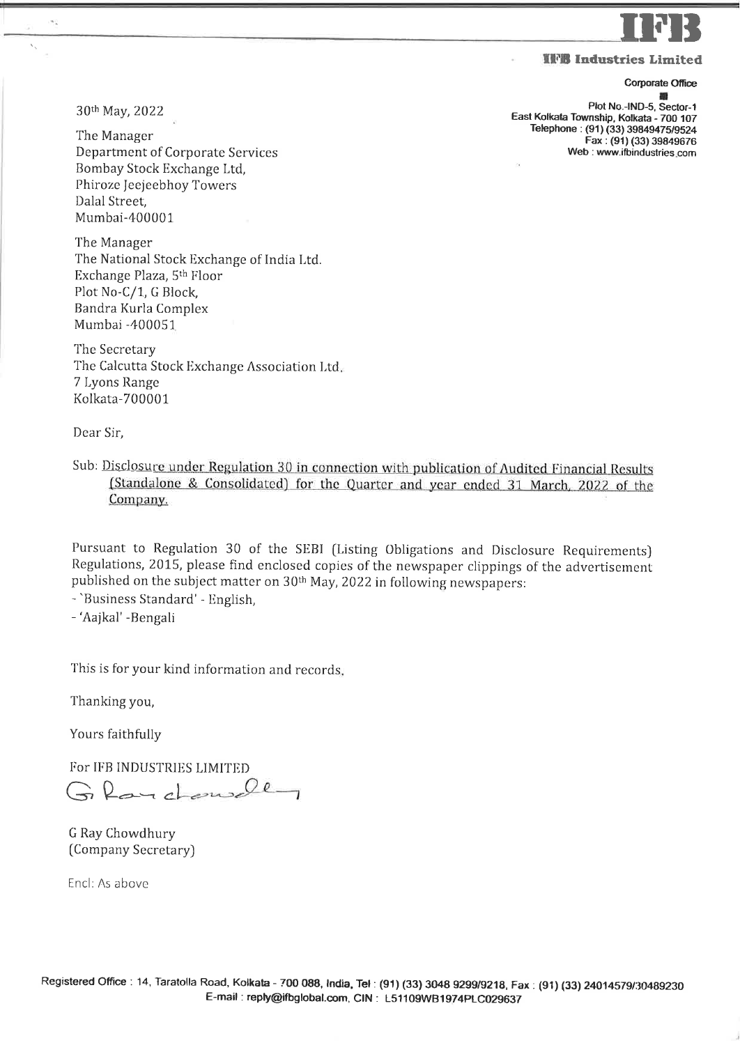**IFB**

**IFB Industries Limited**

**Corporate Office**

Plot No.-IND-5, Sector-1
East Kolkata Township, Kolkata - 700 107
Telephone : (91) (33) 39849475/9524
Fax : (91) (33) 39849676
Web : www.ifbindustries.com

30th May, 2022

The Manager
Department of Corporate Services
Bombay Stock Exchange Ltd,
Phiroze Jeejeebhoy Towers
Dalal Street,
Mumbai-400001

The Manager
The National Stock Exchange of India Ltd.
Exchange Plaza, 5th Floor
Plot No-C/1, G Block,
Bandra Kurla Complex
Mumbai -400051

The Secretary
The Calcutta Stock Exchange Association Ltd.
7 Lyons Range
Kolkata-700001

Dear Sir,

Sub: Disclosure under Regulation 30 in connection with publication of Audited Financial Results (Standalone & Consolidated) for the Quarter and year ended 31 March, 2022 of the Company.

Pursuant to Regulation 30 of the SEBI (Listing Obligations and Disclosure Requirements) Regulations, 2015, please find enclosed copies of the newspaper clippings of the advertisement published on the subject matter on 30th May, 2022 in following newspapers:

- 'Business Standard' - English,
- 'Aajkal' -Bengali

This is for your kind information and records.

Thanking you,

Yours faithfully

For IFB INDUSTRIES LIMITED

G Ray Chowdhury
(Company Secretary)

Encl: As above

Registered Office : 14, Taratolla Road, Kolkata - 700 088, India, Tel : (91) (33) 3048 9299/9218, Fax : (91) (33) 24014579/30489230
E-mail : reply@ifbglobal.com, CIN : L51109WB1974PLC029637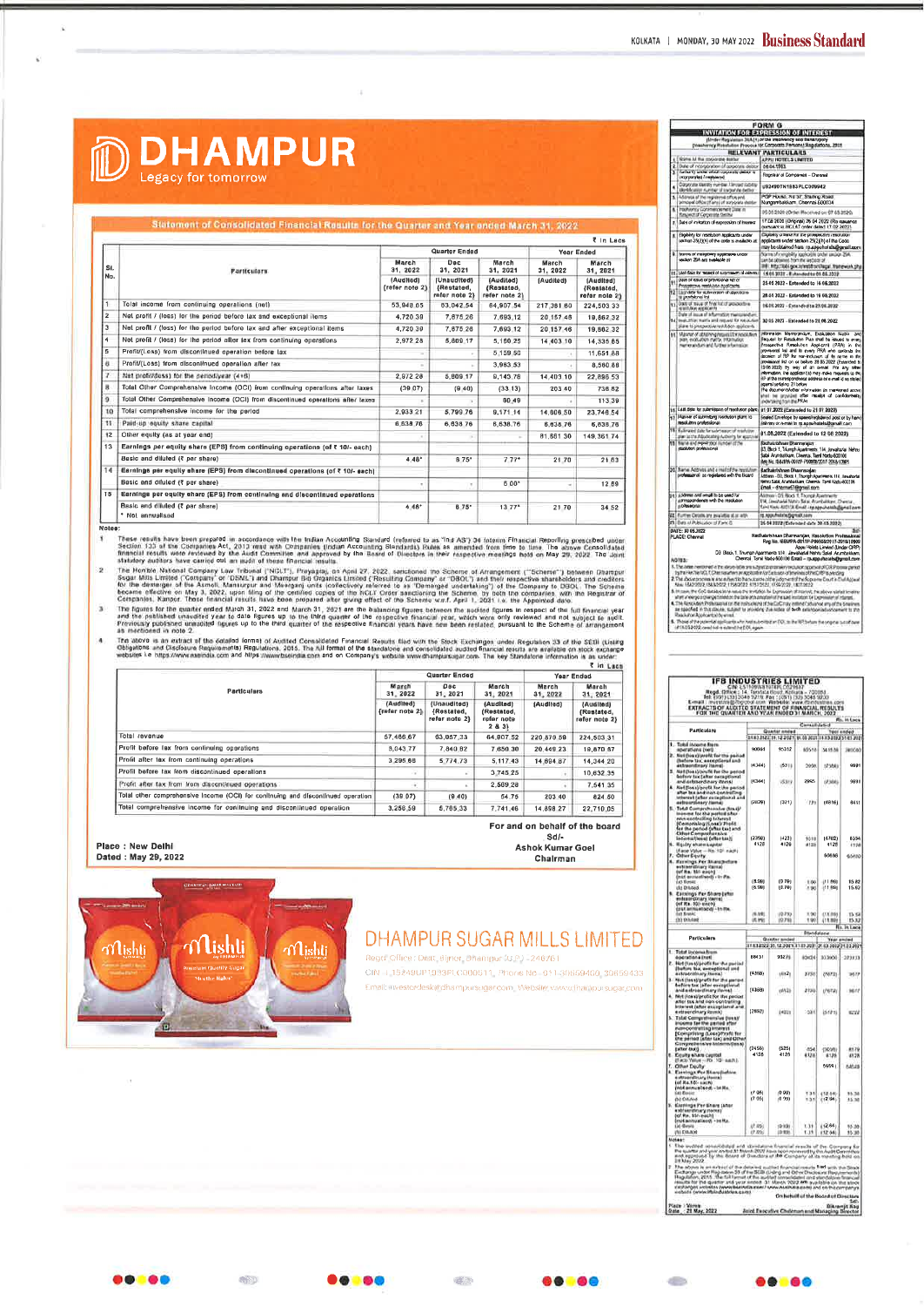# DHAMPUR

Legacy for tomorrow

## Statement of Consolidated Financial Results for the Quarter and Year ended March 31, 2022

₹ in Lacs

| Sl. No. | Particulars | Quarter Ended | | | Year Ended | |
|---|---|---|---|---|---|---|
| | | March 31, 2022 (Audited) (refer note 2) | Dec 31, 2021 (Unaudited) (Restated, refer note 2) | March 31, 2021 (Audited) (Restated, refer note 2) | March 31, 2022 (Audited) | March 31, 2021 (Audited) (Restated, refer note 2) |
| 1 | Total income from continuing operations (net) | 53,948.65 | 63,042.54 | 64,907.54 | 217,381.60 | 224,503.33 |
| 2 | Net profit / (loss) for the period before tax and exceptional items | 4,720.39 | 7,875.26 | 7,693.12 | 20,157.48 | 19,862.32 |
| 3 | Net profit / (loss) for the period before tax and after exceptional items | 4,720.39 | 7,875.26 | 7,693.12 | 20,157.48 | 19,862.32 |
| 4 | Net profit / (loss) for the period after tax from continuing operations | 2,972.28 | 5,809.17 | 5,160.25 | 14,403.10 | 14,335.65 |
| 5 | Profit/(Loss) from discontinued operation before tax | | | 5,159.50 | | 11,651.68 |
| 6 | Profit/(Loss) from discontinued operation after tax | | | 3,993.53 | | 8,560.88 |
| 7 | Net profit/(loss) for the period/year (4+6) | 2,972.28 | 5,809.17 | 9,153.78 | 14,403.10 | 22,896.53 |
| 8 | Total Other Comprehensive Income (OCI) from continuing operations after taxes | (39.07) | (9.40) | (33.13) | 203.40 | 736.82 |
| 9 | Total Other Comprehensive Income (OCI) from discontinued operations after taxes | - | - | 50.49 | - | 113.39 |
| 10 | Total comprehensive income for the period | 2,933.21 | 5,799.76 | 9,171.14 | 14,606.50 | 23,746.54 |
| 11 | Paid-up equity share capital | 6,638.76 | 6,638.76 | 6,638.76 | 6,638.76 | 6,638.76 |
| 12 | Other equity (as at year end) | | | | 81,861.30 | 149,361.74 |
| 13 | Earnings per equity share (EPS) from continuing operations (of ₹ 10/- each) | | | | | |
| | Basic and diluted (₹ per share) | 4.48* | 8.75* | 7.77* | 21.70 | 21.63 |
| 14 | Earnings per equity share (EPS) from discontinued operations (of ₹ 10/- each) | | | | | |
| | Basic and diluted (₹ per share) | - | - | 6.00* | - | 12.89 |
| 15 | Earnings per equity share (EPS) from continuing and discontinued operations | | | | | |
| | Basic and diluted (₹ per share) | 4.48* | 8.75* | 13.77* | 21.70 | 34.52 |
| | * Not annualised | | | | | |

**Notes:**

1. These results have been prepared in accordance with the Indian Accounting Standard (referred to as "Ind AS") 34 Interim Financial Reporting prescribed under Section 133 of the Companies Act, 2013 read with Companies (Indian Accounting Standards) Rules as amended from time to time. The above Consolidated financial results were reviewed by the Audit Committee and approved by the Board of Directors in their respective meetings held on May 29, 2022. The Joint statutory auditors have carried out an audit of these financial results.
2. The Hon'ble National Company Law Tribunal ("NCLT"), Prayagraj, on April 27, 2022, sanctioned the Scheme of Arrangement ("Scheme") between Dhampur Sugar Mills Limited ("Company" or "DSML") and Dhampur Bio Organics Limited ("Resulting Company" or "DBOL") and their respective shareholders and creditors for the demerger of the Asmoli, Mansurpur and Meerganj units (collectively referred to as "Demerged undertaking") of the Company to DBOL. The Scheme became effective on May 3, 2022, upon filing of the certified copies of the NCLT Order sanctioning the Scheme by both the companies with the Registrar of Companies, Kanpur. These financial results have been prepared after giving effect of the Scheme w.e.f. April 1, 2021 i.e. the Appointed date.
3. The figures for the quarter ended March 31, 2022 and March 31, 2021 are the balancing figures between the audited figures in respect of the full financial year and the published unaudited year to date figures up to the third quarter of the respective financial year, which were only reviewed and not subject to audit. Previously published unaudited figures up to the third quarter of the respective financial years have been restated, pursuant to the Scheme of arrangement as mentioned in note 2.
4. The above is an extract of the detailed format of Audited Consolidated Financial Results filed with the Stock Exchanges under Regulation 33 of the SEBI (Listing Obligations and Disclosure Requirements) Regulations, 2015. The full format of the Standalone and consolidated audited financial results are available on stock exchange websites i.e. https://www.nseindia.com and https://www.bseindia.com and on Company's website www.dhampursugar.com. The key Standalone information is as under:

₹ in Lacs

| Particulars | Quarter Ended | | | Year Ended | |
|---|---|---|---|---|---|
| | March 31, 2022 (Audited) (refer note 2) | Dec 31, 2021 (Unaudited) (Restated, refer note 2) | March 31, 2021 (Audited) (Restated, refer note 2 & 3) | March 31, 2022 (Audited) | March 31, 2021 (Audited) (Restated, refer note 2) |
| Total revenue | 57,466.67 | 63,057.33 | 64,907.52 | 220,870.59 | 224,503.31 |
| Profit before tax from continuing operations | 5,043.77 | 7,840.82 | 7,650.30 | 20,449.23 | 19,670.67 |
| Profit after tax from continuing operations | 3,295.66 | 5,774.73 | 5,117.43 | 14,694.87 | 14,344.20 |
| Profit before tax from discontinued operations | - | - | 3,745.25 | - | 10,632.35 |
| Profit after tax from discontinued operations | - | - | 2,509.28 | - | 7,541.35 |
| Total other comprehensive income (OCI) for continuing and discontinued operation | (39.07) | (9.40) | 54.76 | 203.40 | 824.50 |
| Total comprehensive income for continuing and discontinued operation | 3,256.59 | 5,765.33 | 7,741.46 | 14,898.27 | 22,710.05 |

For and on behalf of the board

Sd/-

Ashok Kumar Goel

Chairman

Place : New Delhi

Dated : May 29, 2022

## DHAMPUR SUGAR MILLS LIMITED

Regd Office: Dist. Bijnor, Dhampur (U.P.) - 246761

CIN: L15249UP1933PLC000511, Phone No: 011-30659400, 30659433

Email: investordesk@dhampursugar.com, Website: www.dhampursugar.com